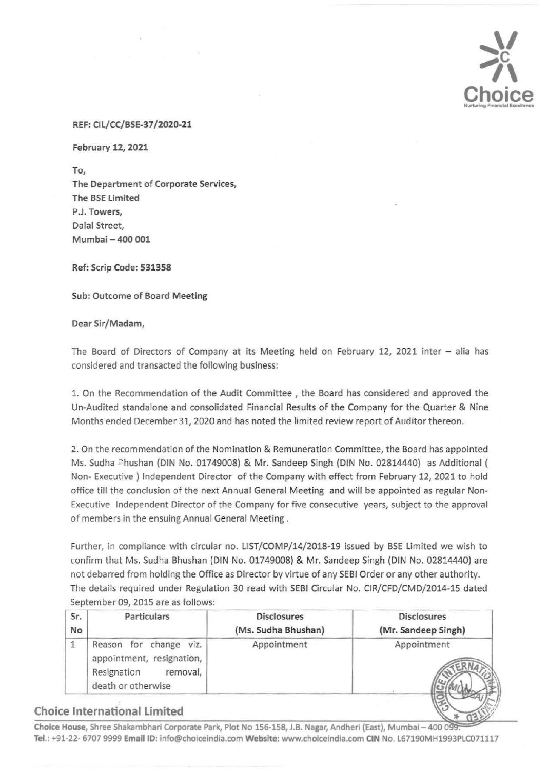REF: CIL/CC/BSE-37/2020-21

February 12, 2021

To,
The Department of Corporate Services,
The BSE Limited
P.J. Towers,
Dalal Street,
Mumbai – 400 001

Ref: Scrip Code: 531358

Sub: Outcome of Board Meeting

Dear Sir/Madam,

The Board of Directors of Company at its Meeting held on February 12, 2021 inter – alia has considered and transacted the following business:

1. On the Recommendation of the Audit Committee , the Board has considered and approved the Un-Audited standalone and consolidated Financial Results of the Company for the Quarter & Nine Months ended December 31, 2020 and has noted the limited review report of Auditor thereon.

2. On the recommendation of the Nomination & Remuneration Committee, the Board has appointed Ms. Sudha Bhushan (DIN No. 01749008) & Mr. Sandeep Singh (DIN No. 02814440) as Additional ( Non- Executive ) Independent Director of the Company with effect from February 12, 2021 to hold office till the conclusion of the next Annual General Meeting and will be appointed as regular Non-Executive Independent Director of the Company for five consecutive years, subject to the approval of members in the ensuing Annual General Meeting .

Further, in compliance with circular no. LIST/COMP/14/2018-19 issued by BSE Limited we wish to confirm that Ms. Sudha Bhushan (DIN No. 01749008) & Mr. Sandeep Singh (DIN No. 02814440) are not debarred from holding the Office as Director by virtue of any SEBI Order or any other authority. The details required under Regulation 30 read with SEBI Circular No. CIR/CFD/CMD/2014-15 dated September 09, 2015 are as follows:

| Sr. No | Particulars | Disclosures (Ms. Sudha Bhushan) | Disclosures (Mr. Sandeep Singh) |
|---|---|---|---|
| 1 | Reason for change viz. appointment, resignation, Resignation removal, death or otherwise | Appointment | Appointment |

**Choice International Limited**

Choice House, Shree Shakambhari Corporate Park, Plot No 156-158, J.B. Nagar, Andheri (East), Mumbai – 400 099.
Tel.: +91-22- 6707 9999 Email ID: info@choiceindia.com Website: www.choiceindia.com CIN No. L67190MH1993PLC071117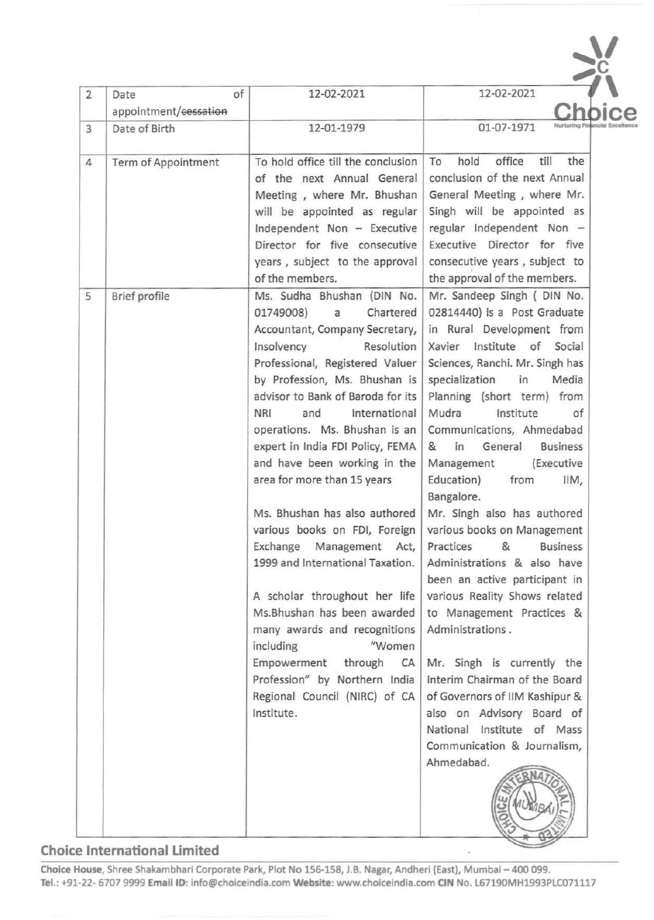| | | | |
|---|---|---|---|
| 2 | Date of appointment/~~cessation~~ | 12-02-2021 | 12-02-2021 |
| 3 | Date of Birth | 12-01-1979 | 01-07-1971 |
| 4 | Term of Appointment | To hold office till the conclusion of the next Annual General Meeting , where Mr. Bhushan will be appointed as regular Independent Non – Executive Director for five consecutive years , subject to the approval of the members. | To hold office till the conclusion of the next Annual General Meeting , where Mr. Singh will be appointed as regular Independent Non – Executive Director for five consecutive years , subject to the approval of the members. |
| 5 | Brief profile | Ms. Sudha Bhushan (DIN No. 01749008) a Chartered Accountant, Company Secretary, Insolvency Resolution Professional, Registered Valuer by Profession, Ms. Bhushan is advisor to Bank of Baroda for its NRI and International operations. Ms. Bhushan is an expert in India FDI Policy, FEMA and have been working in the area for more than 15 years<br><br>Ms. Bhushan has also authored various books on FDI, Foreign Exchange Management Act, 1999 and International Taxation.<br><br>A scholar throughout her life Ms.Bhushan has been awarded many awards and recognitions including "Women Empowerment through CA Profession" by Northern India Regional Council (NIRC) of CA Institute. | Mr. Sandeep Singh ( DIN No. 02814440) is a Post Graduate in Rural Development from Xavier Institute of Social Sciences, Ranchi. Mr. Singh has specialization in Media Planning (short term) from Mudra Institute of Communications, Ahmedabad & in General Business Management (Executive Education) from IIM, Bangalore.<br>Mr. Singh also has authored various books on Management Practices & Business Administrations & also have been an active participant in various Reality Shows related to Management Practices & Administrations .<br><br>Mr. Singh is currently the Interim Chairman of the Board of Governors of IIM Kashipur & also on Advisory Board of National Institute of Mass Communication & Journalism, Ahmedabad. |

**Choice International Limited**

Choice House, Shree Shakambhari Corporate Park, Plot No 156-158, J.B. Nagar, Andheri (East), Mumbai – 400 099.
Tel.: +91-22- 6707 9999 Email ID: info@choiceindia.com Website: www.choiceindia.com CIN No. L67190MH1993PLC071117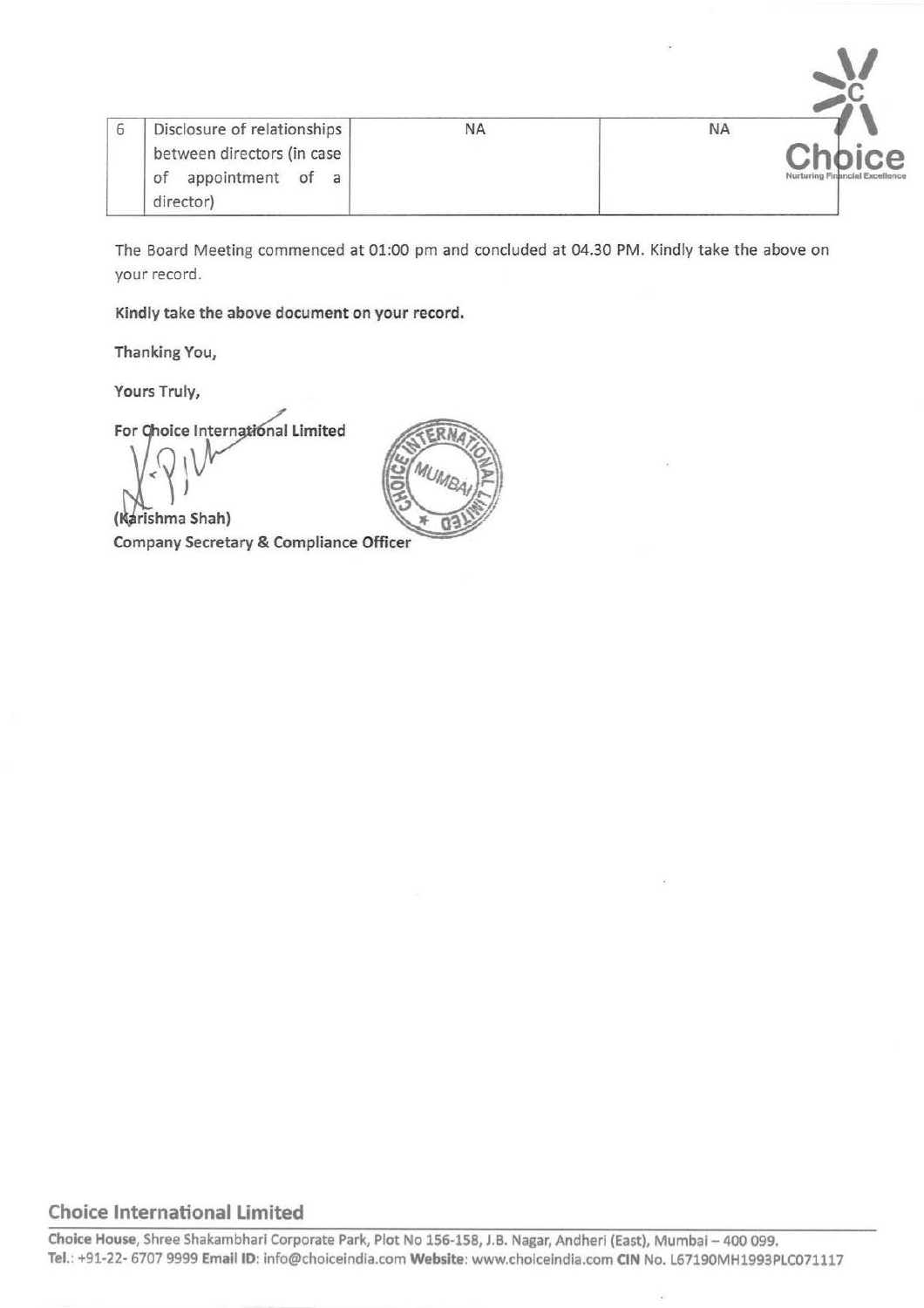| | | | |
|---|---|---|---|
| 6 | Disclosure of relationships between directors (in case of appointment of a director) | NA | NA |

The Board Meeting commenced at 01:00 pm and concluded at 04.30 PM. Kindly take the above on your record.

**Kindly take the above document on your record.**

**Thanking You,**

**Yours Truly,**

**For Choice International Limited**

**(Karishma Shah)**
**Company Secretary & Compliance Officer**

**Choice International Limited**

**Choice House**, Shree Shakambhari Corporate Park, Plot No 156-158, J.B. Nagar, Andheri (East), Mumbai – 400 099.
**Tel.**: +91-22- 6707 9999 **Email ID**: info@choiceindia.com **Website**: www.choiceindia.com **CIN** No. L67190MH1993PLC071117